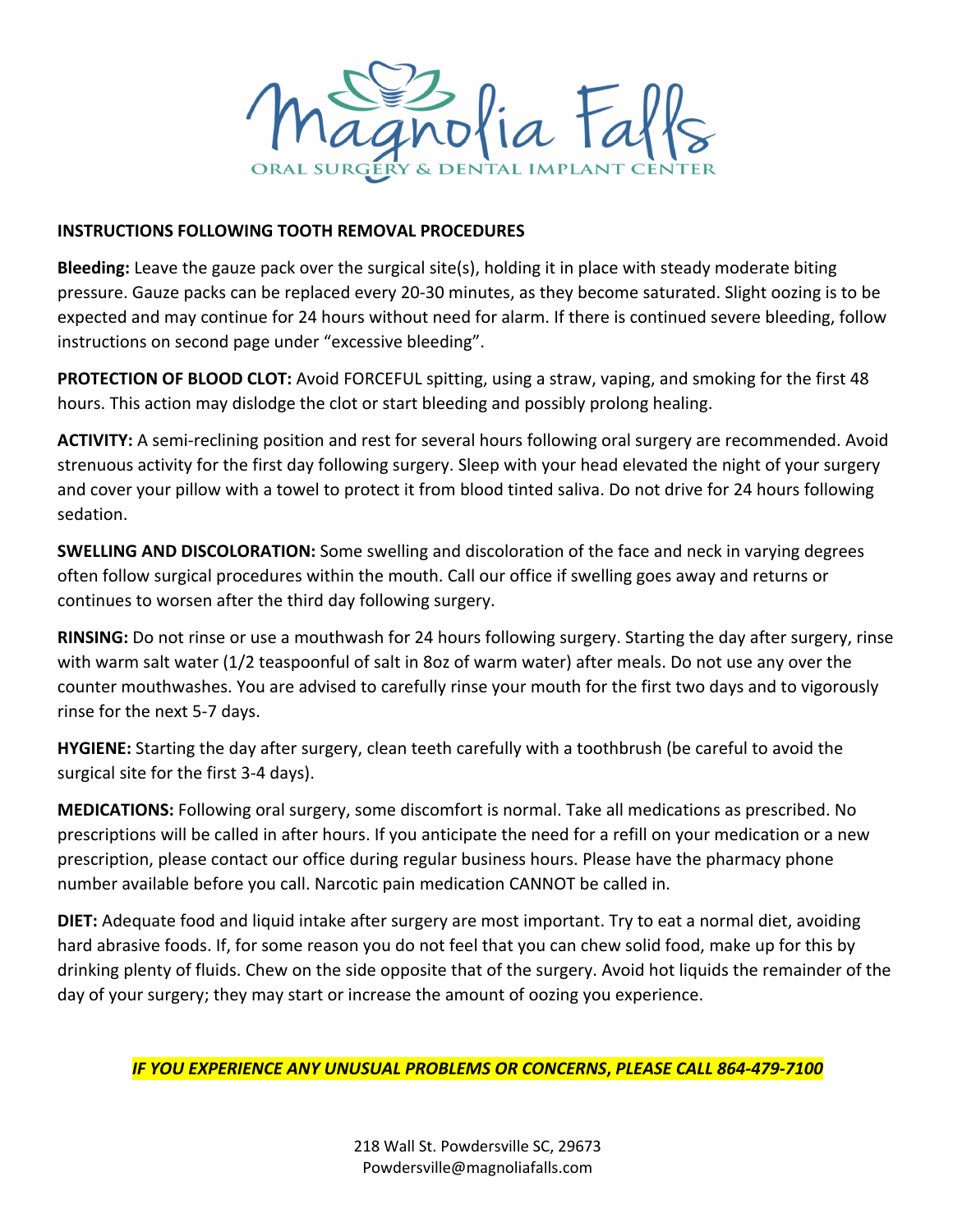# Magnolia Falls

ORAL SURGERY & DENTAL IMPLANT CENTER

## INSTRUCTIONS FOLLOWING TOOTH REMOVAL PROCEDURES

**Bleeding:** Leave the gauze pack over the surgical site(s), holding it in place with steady moderate biting pressure. Gauze packs can be replaced every 20-30 minutes, as they become saturated. Slight oozing is to be expected and may continue for 24 hours without need for alarm. If there is continued severe bleeding, follow instructions on second page under "excessive bleeding".

**PROTECTION OF BLOOD CLOT:** Avoid FORCEFUL spitting, using a straw, vaping, and smoking for the first 48 hours. This action may dislodge the clot or start bleeding and possibly prolong healing.

**ACTIVITY:** A semi-reclining position and rest for several hours following oral surgery are recommended. Avoid strenuous activity for the first day following surgery. Sleep with your head elevated the night of your surgery and cover your pillow with a towel to protect it from blood tinted saliva. Do not drive for 24 hours following sedation.

**SWELLING AND DISCOLORATION:** Some swelling and discoloration of the face and neck in varying degrees often follow surgical procedures within the mouth. Call our office if swelling goes away and returns or continues to worsen after the third day following surgery.

**RINSING:** Do not rinse or use a mouthwash for 24 hours following surgery. Starting the day after surgery, rinse with warm salt water (1/2 teaspoonful of salt in 8oz of warm water) after meals. Do not use any over the counter mouthwashes. You are advised to carefully rinse your mouth for the first two days and to vigorously rinse for the next 5-7 days.

**HYGIENE:** Starting the day after surgery, clean teeth carefully with a toothbrush (be careful to avoid the surgical site for the first 3-4 days).

**MEDICATIONS:** Following oral surgery, some discomfort is normal. Take all medications as prescribed. No prescriptions will be called in after hours. If you anticipate the need for a refill on your medication or a new prescription, please contact our office during regular business hours. Please have the pharmacy phone number available before you call. Narcotic pain medication CANNOT be called in.

**DIET:** Adequate food and liquid intake after surgery are most important. Try to eat a normal diet, avoiding hard abrasive foods. If, for some reason you do not feel that you can chew solid food, make up for this by drinking plenty of fluids. Chew on the side opposite that of the surgery. Avoid hot liquids the remainder of the day of your surgery; they may start or increase the amount of oozing you experience.

***IF YOU EXPERIENCE ANY UNUSUAL PROBLEMS OR CONCERNS, PLEASE CALL 864-479-7100***

218 Wall St. Powdersville SC, 29673
Powdersville@magnoliafalls.com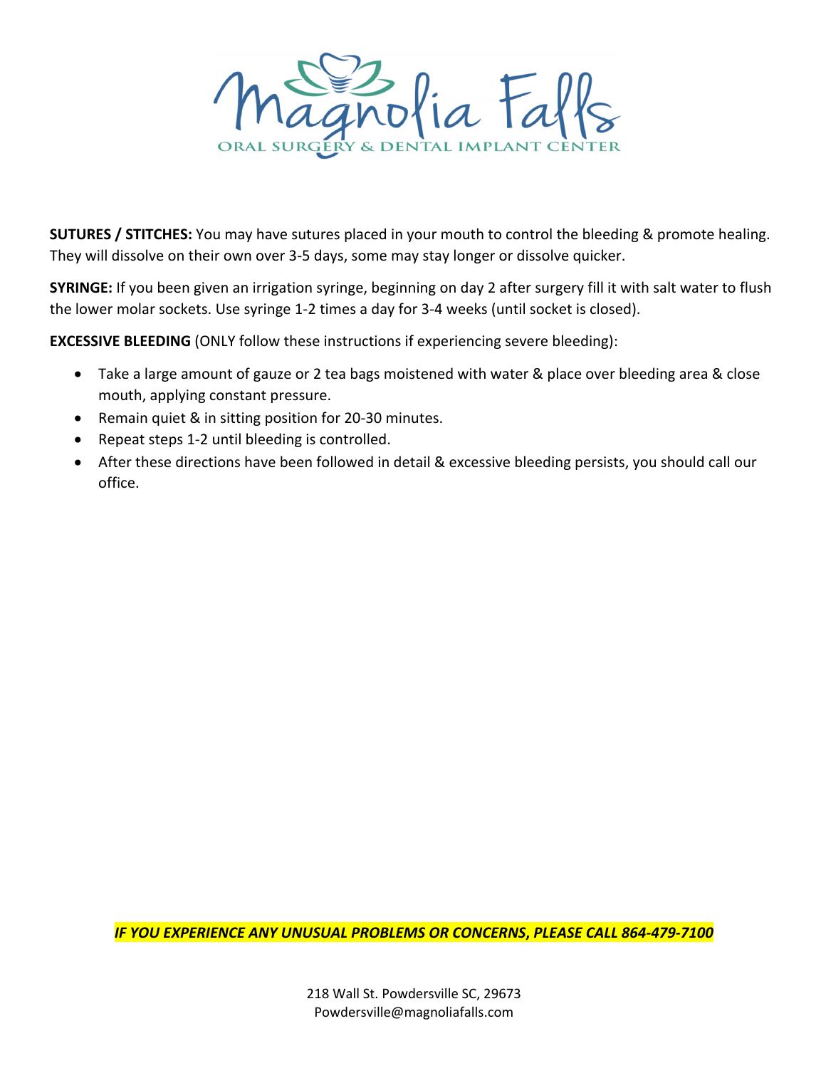Magnolia Falls

ORAL SURGERY & DENTAL IMPLANT CENTER

**SUTURES / STITCHES:** You may have sutures placed in your mouth to control the bleeding & promote healing. They will dissolve on their own over 3-5 days, some may stay longer or dissolve quicker.

**SYRINGE:** If you been given an irrigation syringe, beginning on day 2 after surgery fill it with salt water to flush the lower molar sockets. Use syringe 1-2 times a day for 3-4 weeks (until socket is closed).

**EXCESSIVE BLEEDING** (ONLY follow these instructions if experiencing severe bleeding):

- Take a large amount of gauze or 2 tea bags moistened with water & place over bleeding area & close mouth, applying constant pressure.
- Remain quiet & in sitting position for 20-30 minutes.
- Repeat steps 1-2 until bleeding is controlled.
- After these directions have been followed in detail & excessive bleeding persists, you should call our office.

***IF YOU EXPERIENCE ANY UNUSUAL PROBLEMS OR CONCERNS, PLEASE CALL 864-479-7100***

218 Wall St. Powdersville SC, 29673
Powdersville@magnoliafalls.com